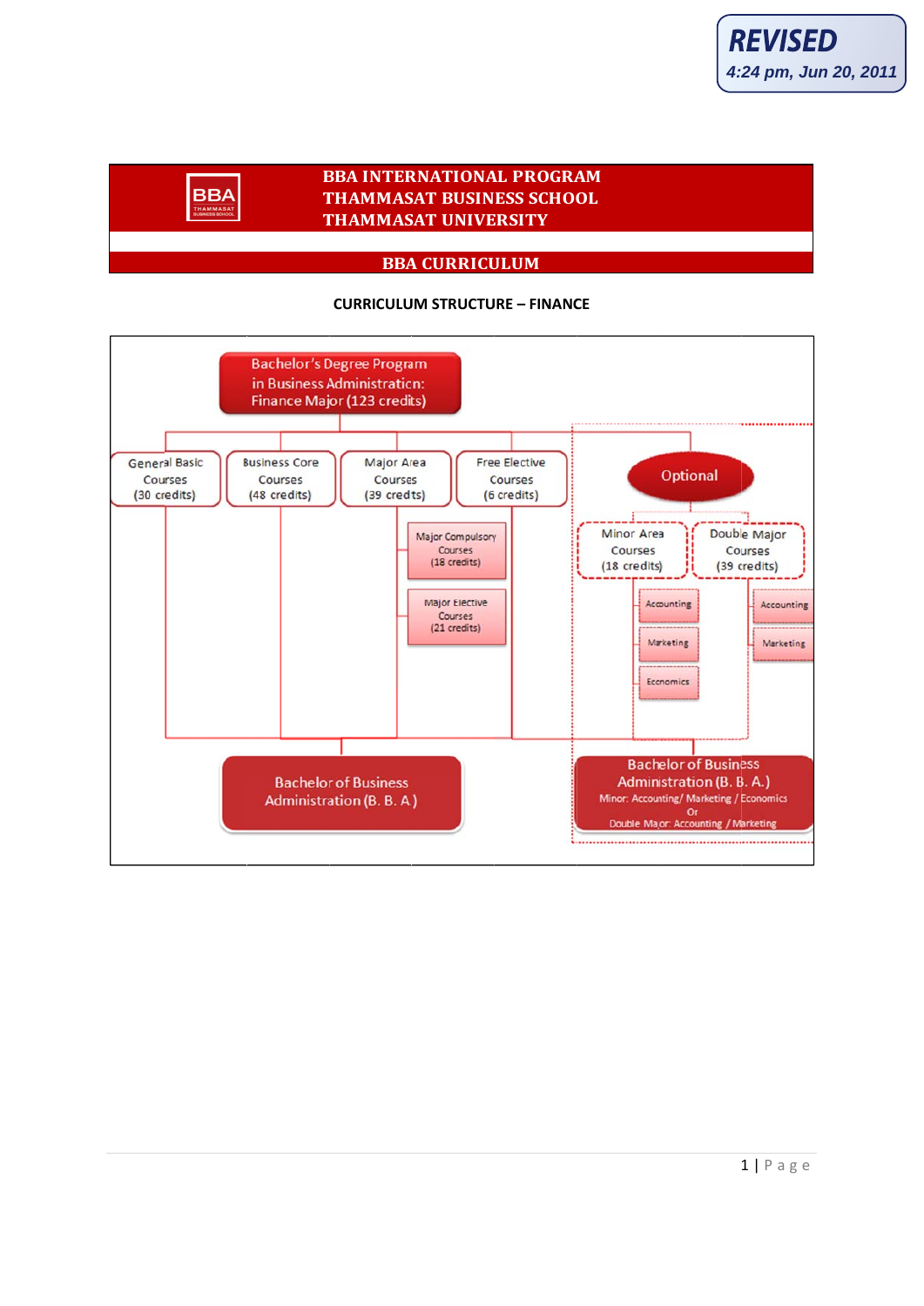REVISED
4:24 pm, Jun 20, 2011

**BBA INTERNATIONAL PROGRAM**
**THAMMASAT BUSINESS SCHOOL**
**THAMMASAT UNIVERSITY**

## BBA CURRICULUM

### CURRICULUM STRUCTURE – FINANCE

Bachelor's Degree Program in Business Administration: Finance Major (123 credits)

- General Basic Courses (30 credits)
- Business Core Courses (48 credits)
- Major Area Courses (39 credits)
  - Major Compulsory Courses (18 credits)
  - Major Elective Courses (21 credits)
- Free Elective Courses (6 credits)

→ Bachelor of Business Administration (B. B. A)

Optional

- Minor Area Courses (18 credits)
  - Accounting
  - Marketing
  - Economics
- Double Major Courses (39 credits)
  - Accounting
  - Marketing

→ Bachelor of Business Administration (B. B. A.)
Minor: Accounting/ Marketing / Economics
Or
Double Major: Accounting / Marketing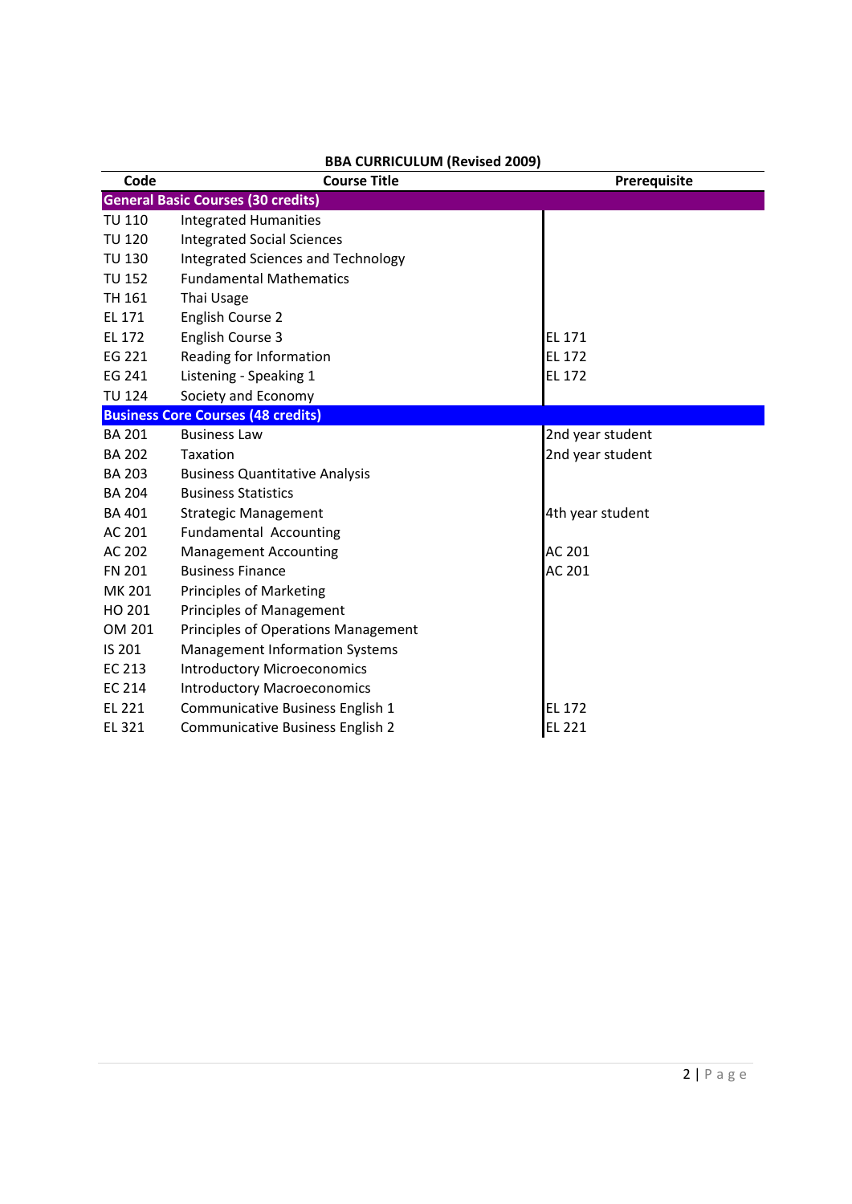**BBA CURRICULUM (Revised 2009)**

| Code | Course Title | Prerequisite |
|---|---|---|
| **General Basic Courses (30 credits)** | | |
| TU 110 | Integrated Humanities | |
| TU 120 | Integrated Social Sciences | |
| TU 130 | Integrated Sciences and Technology | |
| TU 152 | Fundamental Mathematics | |
| TH 161 | Thai Usage | |
| EL 171 | English Course 2 | |
| EL 172 | English Course 3 | EL 171 |
| EG 221 | Reading for Information | EL 172 |
| EG 241 | Listening - Speaking 1 | EL 172 |
| TU 124 | Society and Economy | |
| **Business Core Courses (48 credits)** | | |
| BA 201 | Business Law | 2nd year student |
| BA 202 | Taxation | 2nd year student |
| BA 203 | Business Quantitative Analysis | |
| BA 204 | Business Statistics | |
| BA 401 | Strategic Management | 4th year student |
| AC 201 | Fundamental Accounting | |
| AC 202 | Management Accounting | AC 201 |
| FN 201 | Business Finance | AC 201 |
| MK 201 | Principles of Marketing | |
| HO 201 | Principles of Management | |
| OM 201 | Principles of Operations Management | |
| IS 201 | Management Information Systems | |
| EC 213 | Introductory Microeconomics | |
| EC 214 | Introductory Macroeconomics | |
| EL 221 | Communicative Business English 1 | EL 172 |
| EL 321 | Communicative Business English 2 | EL 221 |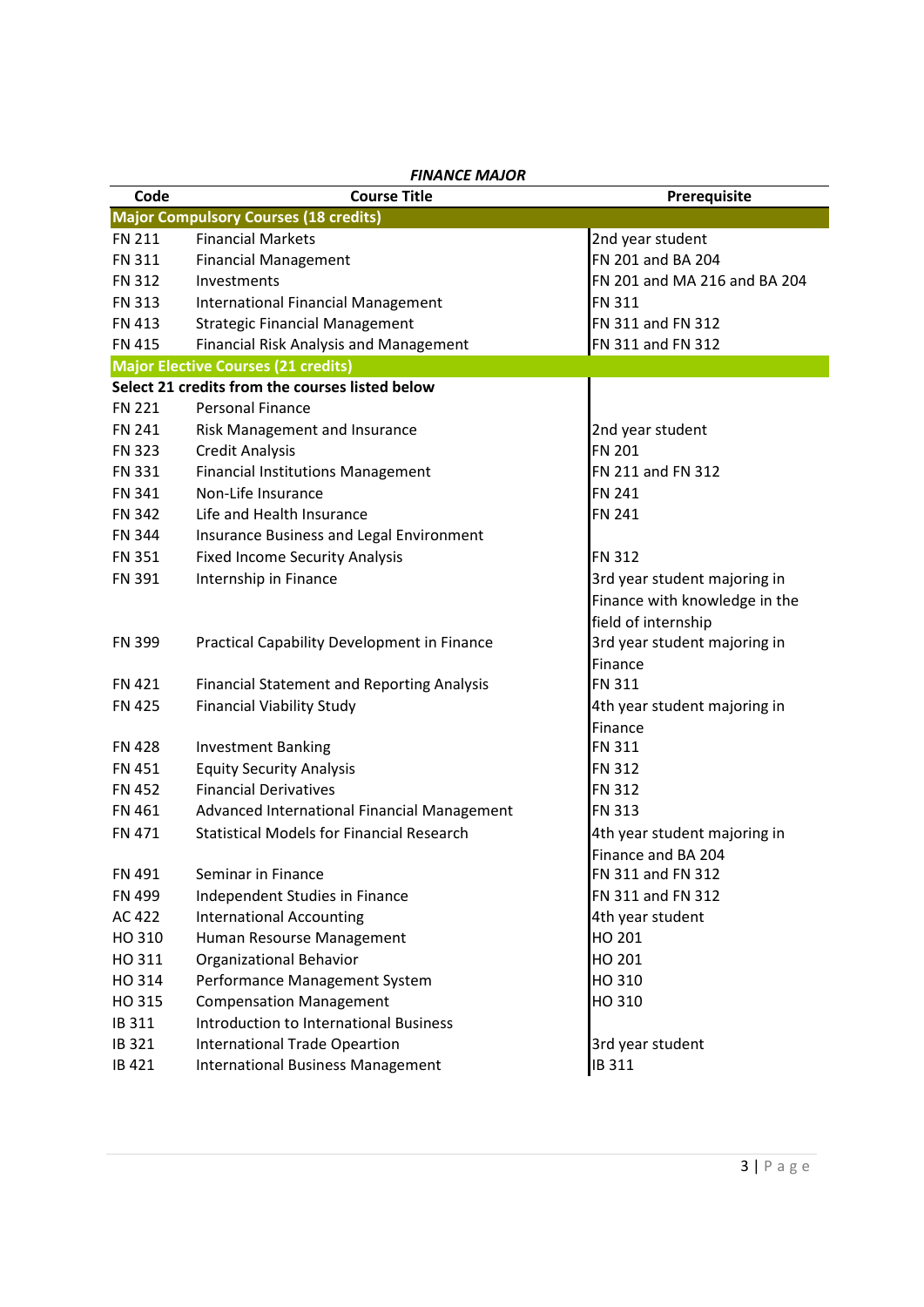***FINANCE MAJOR***

| Code | Course Title | Prerequisite |
|---|---|---|
| **Major Compulsory Courses (18 credits)** | | |
| FN 211 | Financial Markets | 2nd year student |
| FN 311 | Financial Management | FN 201 and BA 204 |
| FN 312 | Investments | FN 201 and MA 216 and BA 204 |
| FN 313 | International Financial Management | FN 311 |
| FN 413 | Strategic Financial Management | FN 311 and FN 312 |
| FN 415 | Financial Risk Analysis and Management | FN 311 and FN 312 |
| **Major Elective Courses (21 credits)** | | |
| **Select 21 credits from the courses listed below** | | |
| FN 221 | Personal Finance | |
| FN 241 | Risk Management and Insurance | 2nd year student |
| FN 323 | Credit Analysis | FN 201 |
| FN 331 | Financial Institutions Management | FN 211 and FN 312 |
| FN 341 | Non-Life Insurance | FN 241 |
| FN 342 | Life and Health Insurance | FN 241 |
| FN 344 | Insurance Business and Legal Environment | |
| FN 351 | Fixed Income Security Analysis | FN 312 |
| FN 391 | Internship in Finance | 3rd year student majoring in Finance with knowledge in the field of internship |
| FN 399 | Practical Capability Development in Finance | 3rd year student majoring in Finance |
| FN 421 | Financial Statement and Reporting Analysis | FN 311 |
| FN 425 | Financial Viability Study | 4th year student majoring in Finance |
| FN 428 | Investment Banking | FN 311 |
| FN 451 | Equity Security Analysis | FN 312 |
| FN 452 | Financial Derivatives | FN 312 |
| FN 461 | Advanced International Financial Management | FN 313 |
| FN 471 | Statistical Models for Financial Research | 4th year student majoring in Finance and BA 204 |
| FN 491 | Seminar in Finance | FN 311 and FN 312 |
| FN 499 | Independent Studies in Finance | FN 311 and FN 312 |
| AC 422 | International Accounting | 4th year student |
| HO 310 | Human Resourse Management | HO 201 |
| HO 311 | Organizational Behavior | HO 201 |
| HO 314 | Performance Management System | HO 310 |
| HO 315 | Compensation Management | HO 310 |
| IB 311 | Introduction to International Business | |
| IB 321 | International Trade Opeartion | 3rd year student |
| IB 421 | International Business Management | IB 311 |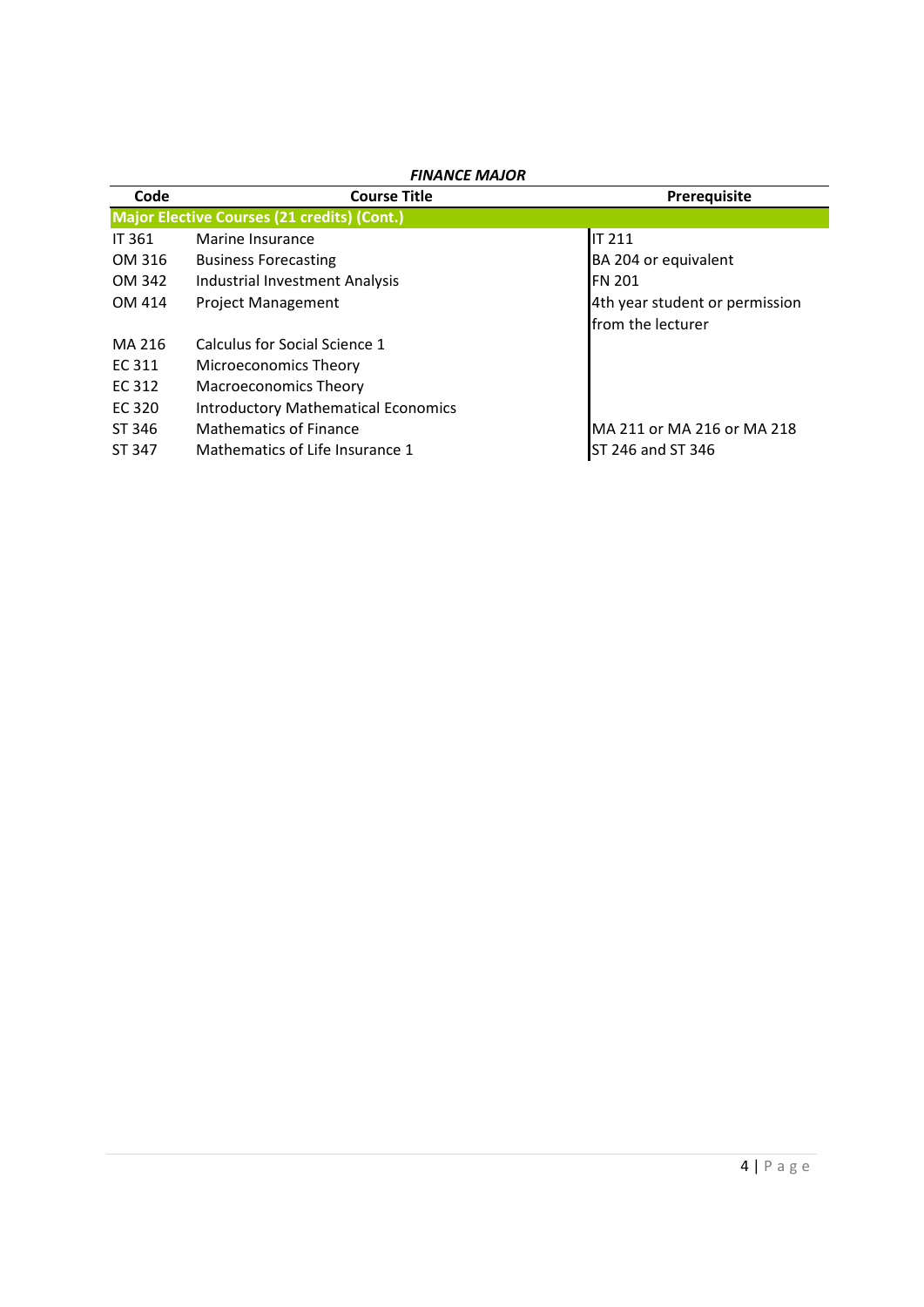***FINANCE MAJOR***

| Code | Course Title | Prerequisite |
|---|---|---|
| **Major Elective Courses (21 credits) (Cont.)** | | |
| IT 361 | Marine Insurance | IT 211 |
| OM 316 | Business Forecasting | BA 204 or equivalent |
| OM 342 | Industrial Investment Analysis | FN 201 |
| OM 414 | Project Management | 4th year student or permission from the lecturer |
| MA 216 | Calculus for Social Science 1 | |
| EC 311 | Microeconomics Theory | |
| EC 312 | Macroeconomics Theory | |
| EC 320 | Introductory Mathematical Economics | |
| ST 346 | Mathematics of Finance | MA 211 or MA 216 or MA 218 |
| ST 347 | Mathematics of Life Insurance 1 | ST 246 and ST 346 |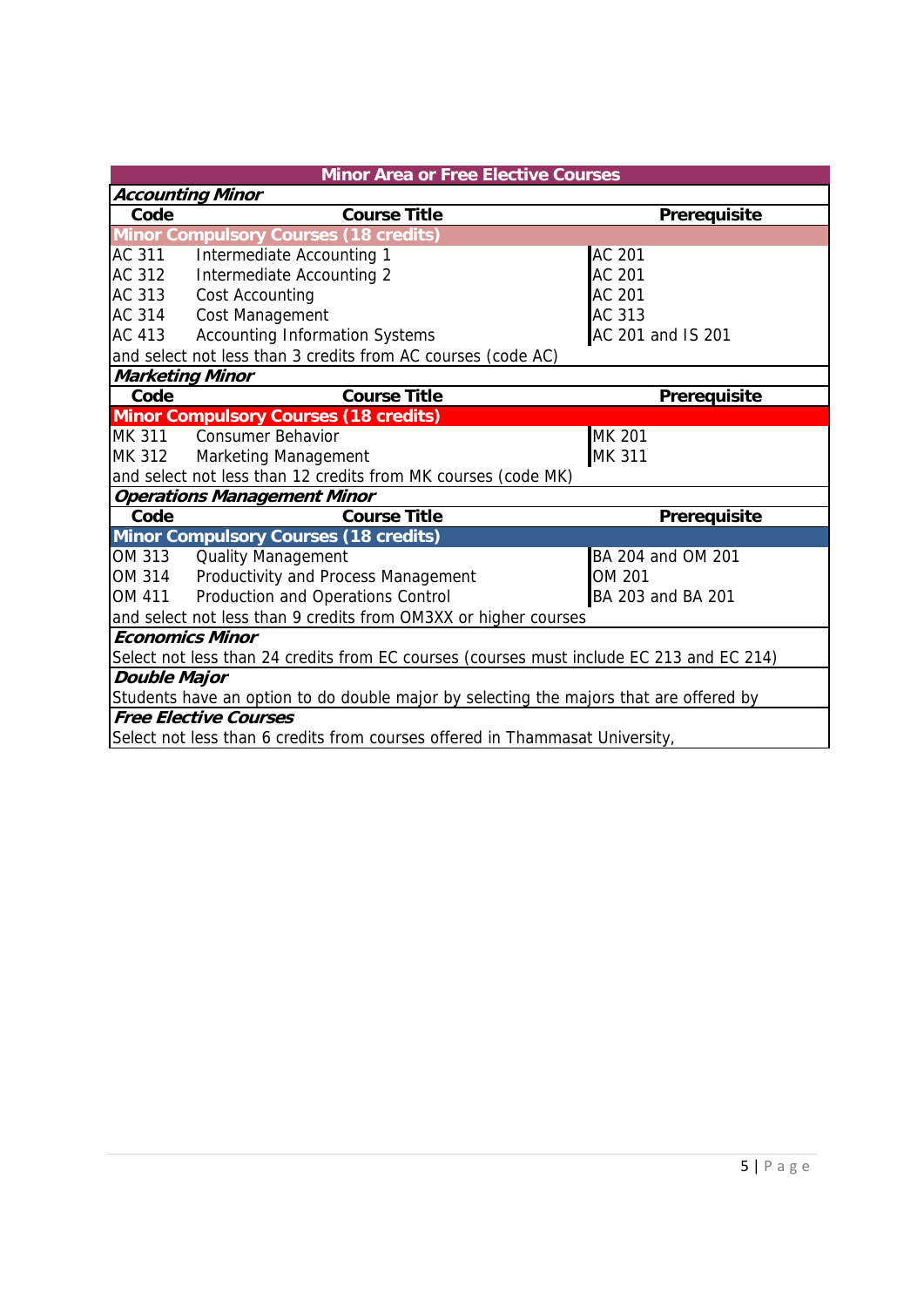| Minor Area or Free Elective Courses | | |
|---|---|---|
| ***Accounting Minor*** | | |
| **Code** | **Course Title** | **Prerequisite** |
| **Minor Compulsory Courses (18 credits)** | | |
| AC 311 | Intermediate Accounting 1 | AC 201 |
| AC 312 | Intermediate Accounting 2 | AC 201 |
| AC 313 | Cost Accounting | AC 201 |
| AC 314 | Cost Management | AC 313 |
| AC 413 | Accounting Information Systems | AC 201 and IS 201 |
| and select not less than 3 credits from AC courses (code AC) | | |
| ***Marketing Minor*** | | |
| **Code** | **Course Title** | **Prerequisite** |
| **Minor Compulsory Courses (18 credits)** | | |
| MK 311 | Consumer Behavior | MK 201 |
| MK 312 | Marketing Management | MK 311 |
| and select not less than 12 credits from MK courses (code MK) | | |
| ***Operations Management Minor*** | | |
| **Code** | **Course Title** | **Prerequisite** |
| **Minor Compulsory Courses (18 credits)** | | |
| OM 313 | Quality Management | BA 204 and OM 201 |
| OM 314 | Productivity and Process Management | OM 201 |
| OM 411 | Production and Operations Control | BA 203 and BA 201 |
| and select not less than 9 credits from OM3XX or higher courses | | |
| ***Economics Minor*** | | |
| Select not less than 24 credits from EC courses (courses must include EC 213 and EC 214) | | |
| ***Double Major*** | | |
| Students have an option to do double major by selecting the majors that are offered by | | |
| ***Free Elective Courses*** | | |
| Select not less than 6 credits from courses offered in Thammasat University, | | |